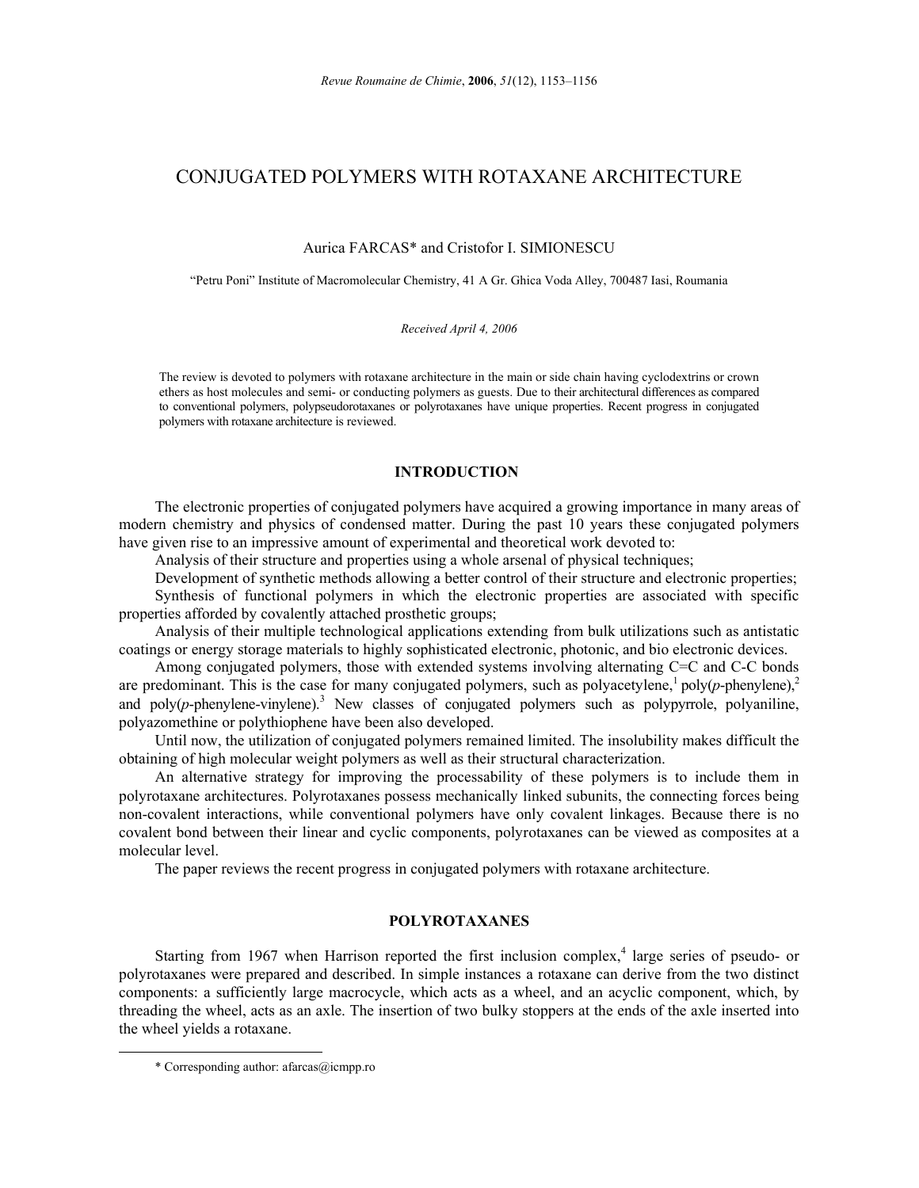# CONJUGATED POLYMERS WITH ROTAXANE ARCHITECTURE

Aurica FARCAS* and Cristofor I. SIMIONESCU

"Petru Poni" Institute of Macromolecular Chemistry, 41 A Gr. Ghica Voda Alley, 700487 Iasi, Roumania

*Received April 4, 2006*

The review is devoted to polymers with rotaxane architecture in the main or side chain having cyclodextrins or crown ethers as host molecules and semi- or conducting polymers as guests. Due to their architectural differences as compared to conventional polymers, polypseudorotaxanes or polyrotaxanes have unique properties. Recent progress in conjugated polymers with rotaxane architecture is reviewed.

## INTRODUCTION

The electronic properties of conjugated polymers have acquired a growing importance in many areas of modern chemistry and physics of condensed matter. During the past 10 years these conjugated polymers have given rise to an impressive amount of experimental and theoretical work devoted to:

Analysis of their structure and properties using a whole arsenal of physical techniques;

Development of synthetic methods allowing a better control of their structure and electronic properties;

Synthesis of functional polymers in which the electronic properties are associated with specific properties afforded by covalently attached prosthetic groups;

Analysis of their multiple technological applications extending from bulk utilizations such as antistatic coatings or energy storage materials to highly sophisticated electronic, photonic, and bio electronic devices.

Among conjugated polymers, those with extended systems involving alternating C=C and C-C bonds are predominant. This is the case for many conjugated polymers, such as polyacetylene,[1] poly(*p*-phenylene),[2] and poly(*p*-phenylene-vinylene).[3] New classes of conjugated polymers such as polypyrrole, polyaniline, polyazomethine or polythiophene have been also developed.

Until now, the utilization of conjugated polymers remained limited. The insolubility makes difficult the obtaining of high molecular weight polymers as well as their structural characterization.

An alternative strategy for improving the processability of these polymers is to include them in polyrotaxane architectures. Polyrotaxanes possess mechanically linked subunits, the connecting forces being non-covalent interactions, while conventional polymers have only covalent linkages. Because there is no covalent bond between their linear and cyclic components, polyrotaxanes can be viewed as composites at a molecular level.

The paper reviews the recent progress in conjugated polymers with rotaxane architecture.

## POLYROTAXANES

Starting from 1967 when Harrison reported the first inclusion complex,[4] large series of pseudo- or polyrotaxanes were prepared and described. In simple instances a rotaxane can derive from the two distinct components: a sufficiently large macrocycle, which acts as a wheel, and an acyclic component, which, by threading the wheel, acts as an axle. The insertion of two bulky stoppers at the ends of the axle inserted into the wheel yields a rotaxane.

\* Corresponding author: afarcas@icmpp.ro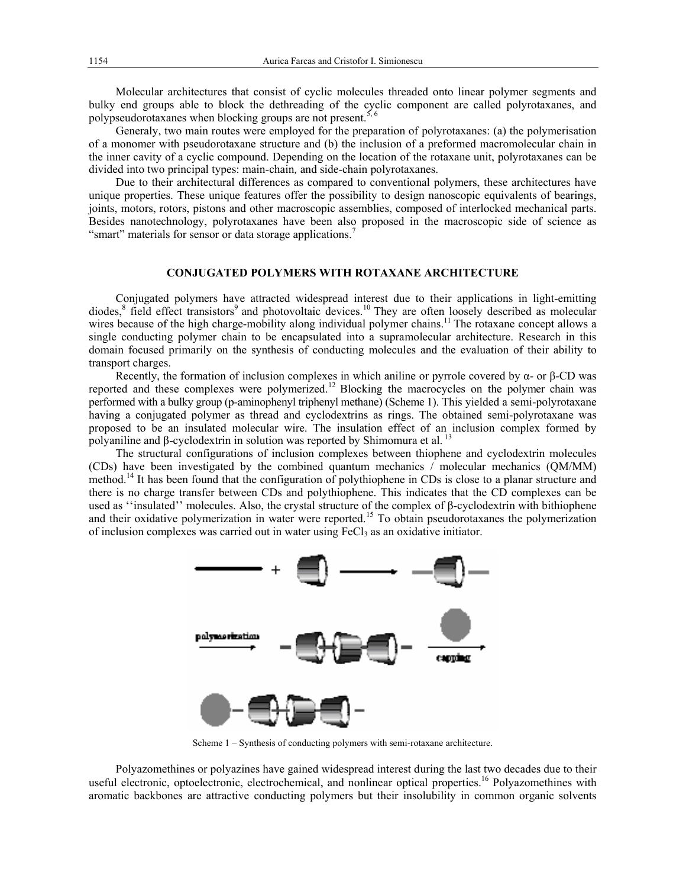Molecular architectures that consist of cyclic molecules threaded onto linear polymer segments and bulky end groups able to block the dethreading of the cyclic component are called polyrotaxanes, and polypseudorotaxanes when blocking groups are not present.[5, 6]

Generaly, two main routes were employed for the preparation of polyrotaxanes: (a) the polymerisation of a monomer with pseudorotaxane structure and (b) the inclusion of a preformed macromolecular chain in the inner cavity of a cyclic compound. Depending on the location of the rotaxane unit, polyrotaxanes can be divided into two principal types: main-chain, and side-chain polyrotaxanes.

Due to their architectural differences as compared to conventional polymers, these architectures have unique properties. These unique features offer the possibility to design nanoscopic equivalents of bearings, joints, motors, rotors, pistons and other macroscopic assemblies, composed of interlocked mechanical parts. Besides nanotechnology, polyrotaxanes have been also proposed in the macroscopic side of science as "smart" materials for sensor or data storage applications.[7]

## CONJUGATED POLYMERS WITH ROTAXANE ARCHITECTURE

Conjugated polymers have attracted widespread interest due to their applications in light-emitting diodes,[8] field effect transistors[9] and photovoltaic devices.[10] They are often loosely described as molecular wires because of the high charge-mobility along individual polymer chains.[11] The rotaxane concept allows a single conducting polymer chain to be encapsulated into a supramolecular architecture. Research in this domain focused primarily on the synthesis of conducting molecules and the evaluation of their ability to transport charges.

Recently, the formation of inclusion complexes in which aniline or pyrrole covered by α- or β-CD was reported and these complexes were polymerized.[12] Blocking the macrocycles on the polymer chain was performed with a bulky group (p-aminophenyl triphenyl methane) (Scheme 1). This yielded a semi-polyrotaxane having a conjugated polymer as thread and cyclodextrins as rings. The obtained semi-polyrotaxane was proposed to be an insulated molecular wire. The insulation effect of an inclusion complex formed by polyaniline and β-cyclodextrin in solution was reported by Shimomura et al. [13]

The structural configurations of inclusion complexes between thiophene and cyclodextrin molecules (CDs) have been investigated by the combined quantum mechanics / molecular mechanics (QM/MM) method.[14] It has been found that the configuration of polythiophene in CDs is close to a planar structure and there is no charge transfer between CDs and polythiophene. This indicates that the CD complexes can be used as ''insulated'' molecules. Also, the crystal structure of the complex of β-cyclodextrin with bithiophene and their oxidative polymerization in water were reported.[15] To obtain pseudorotaxanes the polymerization of inclusion complexes was carried out in water using $FeCl_3$ as an oxidative initiator.

Scheme 1 – Synthesis of conducting polymers with semi-rotaxane architecture.

Polyazomethines or polyazines have gained widespread interest during the last two decades due to their useful electronic, optoelectronic, electrochemical, and nonlinear optical properties.[16] Polyazomethines with aromatic backbones are attractive conducting polymers but their insolubility in common organic solvents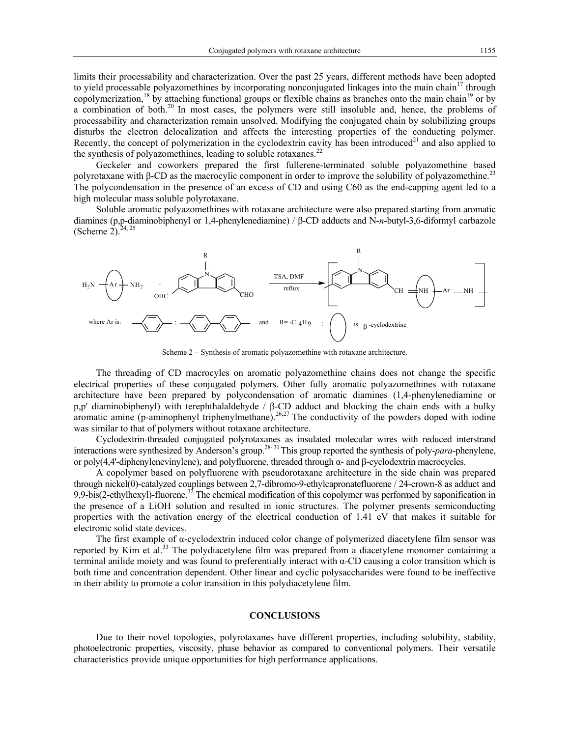limits their processability and characterization. Over the past 25 years, different methods have been adopted to yield processable polyazomethines by incorporating nonconjugated linkages into the main chain[17] through copolymerization,[18] by attaching functional groups or flexible chains as branches onto the main chain[19] or by a combination of both.[20] In most cases, the polymers were still insoluble and, hence, the problems of processability and characterization remain unsolved. Modifying the conjugated chain by solubilizing groups disturbs the electron delocalization and affects the interesting properties of the conducting polymer. Recently, the concept of polymerization in the cyclodextrin cavity has been introduced[21] and also applied to the synthesis of polyazomethines, leading to soluble rotaxanes.[22]

Geckeler and coworkers prepared the first fullerene-terminated soluble polyazomethine based polyrotaxane with β-CD as the macrocylic component in order to improve the solubility of polyazomethine.[23] The polycondensation in the presence of an excess of CD and using C60 as the end-capping agent led to a high molecular mass soluble polyrotaxane.

Soluble aromatic polyazomethines with rotaxane architecture were also prepared starting from aromatic diamines (p,p-diaminobiphenyl or 1,4-phenylenediamine) / β-CD adducts and N-*n*-butyl-3,6-diformyl carbazole (Scheme 2).[24, 25]

Scheme 2 – Synthesis of aromatic polyazomethine with rotaxane architecture.

The threading of CD macrocyles on aromatic polyazomethine chains does not change the specific electrical properties of these conjugated polymers. Other fully aromatic polyazomethines with rotaxane architecture have been prepared by polycondensation of aromatic diamines (1,4-phenylenediamine or p,p' diaminobiphenyl) with terephthalaldehyde / β-CD adduct and blocking the chain ends with a bulky aromatic amine (p-aminophenyl triphenylmethane).[26,27] The conductivity of the powders doped with iodine was similar to that of polymers without rotaxane architecture.

Cyclodextrin-threaded conjugated polyrotaxanes as insulated molecular wires with reduced interstrand interactions were synthesized by Anderson's group.[28-31] This group reported the synthesis of poly-*para*-phenylene, or poly(4,4'-diphenylenevinylene), and polyfluorene, threaded through α- and β-cyclodextrin macrocycles.

A copolymer based on polyfluorene with pseudorotaxane architecture in the side chain was prepared through nickel(0)-catalyzed couplings between 2,7-dibromo-9-ethylcapronatefluorene / 24-crown-8 as adduct and 9,9-bis(2-ethylhexyl)-fluorene.[32] The chemical modification of this copolymer was performed by saponification in the presence of a LiOH solution and resulted in ionic structures. The polymer presents semiconducting properties with the activation energy of the electrical conduction of 1.41 eV that makes it suitable for electronic solid state devices.

The first example of α-cyclodextrin induced color change of polymerized diacetylene film sensor was reported by Kim et al.[33] The polydiacetylene film was prepared from a diacetylene monomer containing a terminal anilide moiety and was found to preferentially interact with α-CD causing a color transition which is both time and concentration dependent. Other linear and cyclic polysaccharides were found to be ineffective in their ability to promote a color transition in this polydiacetylene film.

## CONCLUSIONS

Due to their novel topologies, polyrotaxanes have different properties, including solubility, stability, photoelectronic properties, viscosity, phase behavior as compared to conventional polymers. Their versatile characteristics provide unique opportunities for high performance applications.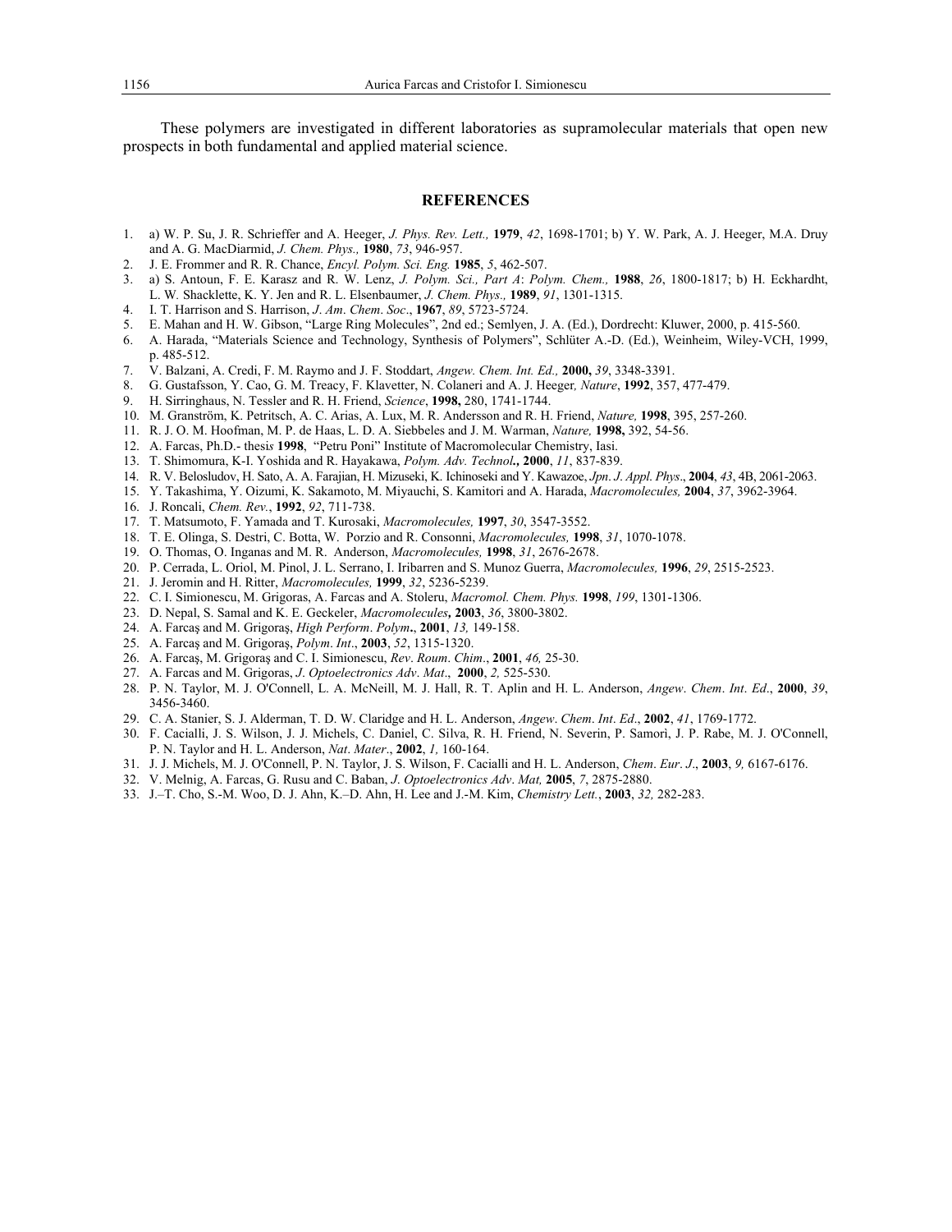These polymers are investigated in different laboratories as supramolecular materials that open new prospects in both fundamental and applied material science.

## REFERENCES

1. a) W. P. Su, J. R. Schrieffer and A. Heeger, *J. Phys. Rev. Lett.,* **1979**, *42*, 1698-1701; b) Y. W. Park, A. J. Heeger, M.A. Druy and A. G. MacDiarmid, *J. Chem. Phys.,* **1980**, *73*, 946-957.
2. J. E. Frommer and R. R. Chance, *Encyl. Polym. Sci. Eng.* **1985**, *5*, 462-507.
3. a) S. Antoun, F. E. Karasz and R. W. Lenz, *J. Polym. Sci., Part A*: *Polym. Chem.,* **1988**, *26*, 1800-1817; b) H. Eckhardht, L. W. Shacklette, K. Y. Jen and R. L. Elsenbaumer, *J. Chem. Phys.,* **1989**, *91*, 1301-1315.
4. I. T. Harrison and S. Harrison, *J*. *Am*. *Chem*. *Soc*., **1967**, *89*, 5723-5724.
5. E. Mahan and H. W. Gibson, "Large Ring Molecules", 2nd ed.; Semlyen, J. A. (Ed.), Dordrecht: Kluwer, 2000, p. 415-560.
6. A. Harada, "Materials Science and Technology, Synthesis of Polymers", Schlüter A.-D. (Ed.), Weinheim, Wiley-VCH, 1999, p. 485-512.
7. V. Balzani, A. Credi, F. M. Raymo and J. F. Stoddart, *Angew. Chem. Int. Ed.,* **2000,** *39*, 3348-3391.
8. G. Gustafsson, Y. Cao, G. M. Treacy, F. Klavetter, N. Colaneri and A. J. Heeger*, Nature*, **1992**, 357, 477-479.
9. H. Sirringhaus, N. Tessler and R. H. Friend, *Science*, **1998,** 280, 1741-1744.
10. M. Granström, K. Petritsch, A. C. Arias, A. Lux, M. R. Andersson and R. H. Friend, *Nature,* **1998**, 395, 257-260.
11. R. J. O. M. Hoofman, M. P. de Haas, L. D. A. Siebbeles and J. M. Warman, *Nature,* **1998,** 392, 54-56.
12. A. Farcas, Ph.D.- thesis **1998**, "Petru Poni" Institute of Macromolecular Chemistry, Iasi.
13. T. Shimomura, K-I. Yoshida and R. Hayakawa, *Polym. Adv. Technol***.,** **2000**, *11*, 837-839.
14. R. V. Belosludov, H. Sato, A. A. Farajian, H. Mizuseki, K. Ichinoseki and Y. Kawazoe, *Jpn*. *J*. *Appl*. *Phys*., **2004**, *43*, 4B, 2061-2063.
15. Y. Takashima, Y. Oizumi, K. Sakamoto, M. Miyauchi, S. Kamitori and A. Harada, *Macromolecules,* **2004**, *37*, 3962-3964.
16. J. Roncali, *Chem. Rev.*, **1992**, *92*, 711-738.
17. T. Matsumoto, F. Yamada and T. Kurosaki, *Macromolecules,* **1997**, *30*, 3547-3552.
18. T. E. Olinga, S. Destri, C. Botta, W. Porzio and R. Consonni, *Macromolecules,* **1998**, *31*, 1070-1078.
19. O. Thomas, O. Inganas and M. R. Anderson, *Macromolecules,* **1998**, *31*, 2676-2678.
20. P. Cerrada, L. Oriol, M. Pinol, J. L. Serrano, I. Iribarren and S. Munoz Guerra, *Macromolecules,* **1996**, *29*, 2515-2523.
21. J. Jeromin and H. Ritter, *Macromolecules,* **1999**, *32*, 5236-5239.
22. C. I. Simionescu, M. Grigoras, A. Farcas and A. Stoleru, *Macromol. Chem. Phys.* **1998**, *199*, 1301-1306.
23. D. Nepal, S. Samal and K. E. Geckeler, *Macromolecules***,** **2003**, *36*, 3800-3802.
24. A. Farcaş and M. Grigoraş, *High Perform*. *Polym***.**, **2001**, *13,* 149-158.
25. A. Farcaş and M. Grigoraş, *Polym*. *Int*., **2003**, *52*, 1315-1320.
26. A. Farcaş, M. Grigoraş and C. I. Simionescu, *Rev*. *Roum*. *Chim*., **2001**, *46,* 25-30.
27. A. Farcas and M. Grigoras, *J. Optoelectronics Adv*. *Mat*., **2000**, *2,* 525-530.
28. P. N. Taylor, M. J. O'Connell, L. A. McNeill, M. J. Hall, R. T. Aplin and H. L. Anderson, *Angew*. *Chem*. *Int*. *Ed*., **2000**, *39*, 3456-3460.
29. C. A. Stanier, S. J. Alderman, T. D. W. Claridge and H. L. Anderson, *Angew*. *Chem*. *Int*. *Ed*., **2002**, *41*, 1769-1772.
30. F. Cacialli, J. S. Wilson, J. J. Michels, C. Daniel, C. Silva, R. H. Friend, N. Severin, P. Samorì, J. P. Rabe, M. J. O'Connell, P. N. Taylor and H. L. Anderson, *Nat*. *Mater*., **2002**, *1,* 160-164.
31. J. J. Michels, M. J. O'Connell, P. N. Taylor, J. S. Wilson, F. Cacialli and H. L. Anderson, *Chem*. *Eur*. *J*., **2003**, *9,* 6167-6176.
32. V. Melnig, A. Farcas, G. Rusu and C. Baban, *J. Optoelectronics Adv*. *Mat,* **2005**, *7*, 2875-2880.
33. J.–T. Cho, S.-M. Woo, D. J. Ahn, K.–D. Ahn, H. Lee and J.-M. Kim, *Chemistry Lett.*, **2003**, *32,* 282-283.